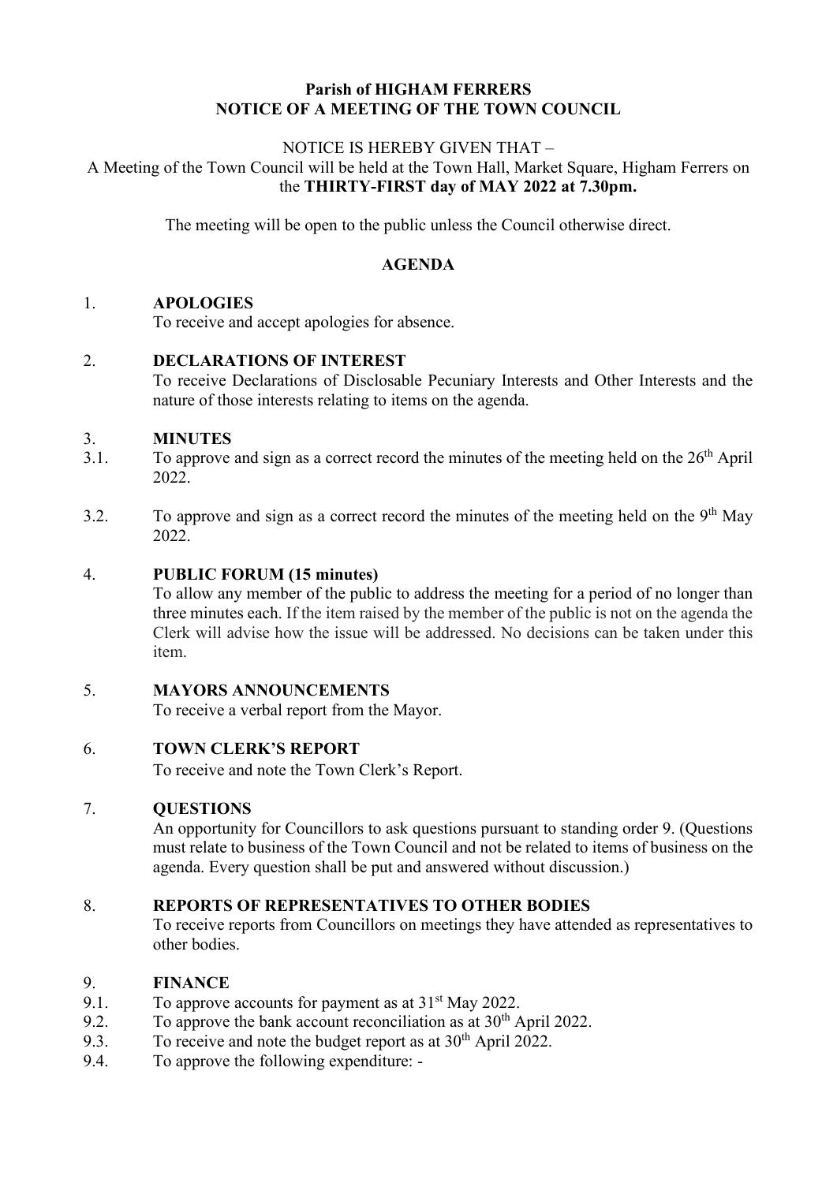**Parish of HIGHAM FERRERS**
**NOTICE OF A MEETING OF THE TOWN COUNCIL**

NOTICE IS HEREBY GIVEN THAT –

A Meeting of the Town Council will be held at the Town Hall, Market Square, Higham Ferrers on the **THIRTY-FIRST day of MAY 2022 at 7.30pm.**

The meeting will be open to the public unless the Council otherwise direct.

**AGENDA**

1. **APOLOGIES**
   To receive and accept apologies for absence.

2. **DECLARATIONS OF INTEREST**
   To receive Declarations of Disclosable Pecuniary Interests and Other Interests and the nature of those interests relating to items on the agenda.

3. **MINUTES**

3.1. To approve and sign as a correct record the minutes of the meeting held on the 26th April 2022.

3.2. To approve and sign as a correct record the minutes of the meeting held on the 9th May 2022.

4. **PUBLIC FORUM (15 minutes)**
   To allow any member of the public to address the meeting for a period of no longer than three minutes each. If the item raised by the member of the public is not on the agenda the Clerk will advise how the issue will be addressed. No decisions can be taken under this item.

5. **MAYORS ANNOUNCEMENTS**
   To receive a verbal report from the Mayor.

6. **TOWN CLERK'S REPORT**
   To receive and note the Town Clerk's Report.

7. **QUESTIONS**
   An opportunity for Councillors to ask questions pursuant to standing order 9. (Questions must relate to business of the Town Council and not be related to items of business on the agenda. Every question shall be put and answered without discussion.)

8. **REPORTS OF REPRESENTATIVES TO OTHER BODIES**
   To receive reports from Councillors on meetings they have attended as representatives to other bodies.

9. **FINANCE**

9.1. To approve accounts for payment as at 31st May 2022.

9.2. To approve the bank account reconciliation as at 30th April 2022.

9.3. To receive and note the budget report as at 30th April 2022.

9.4. To approve the following expenditure: -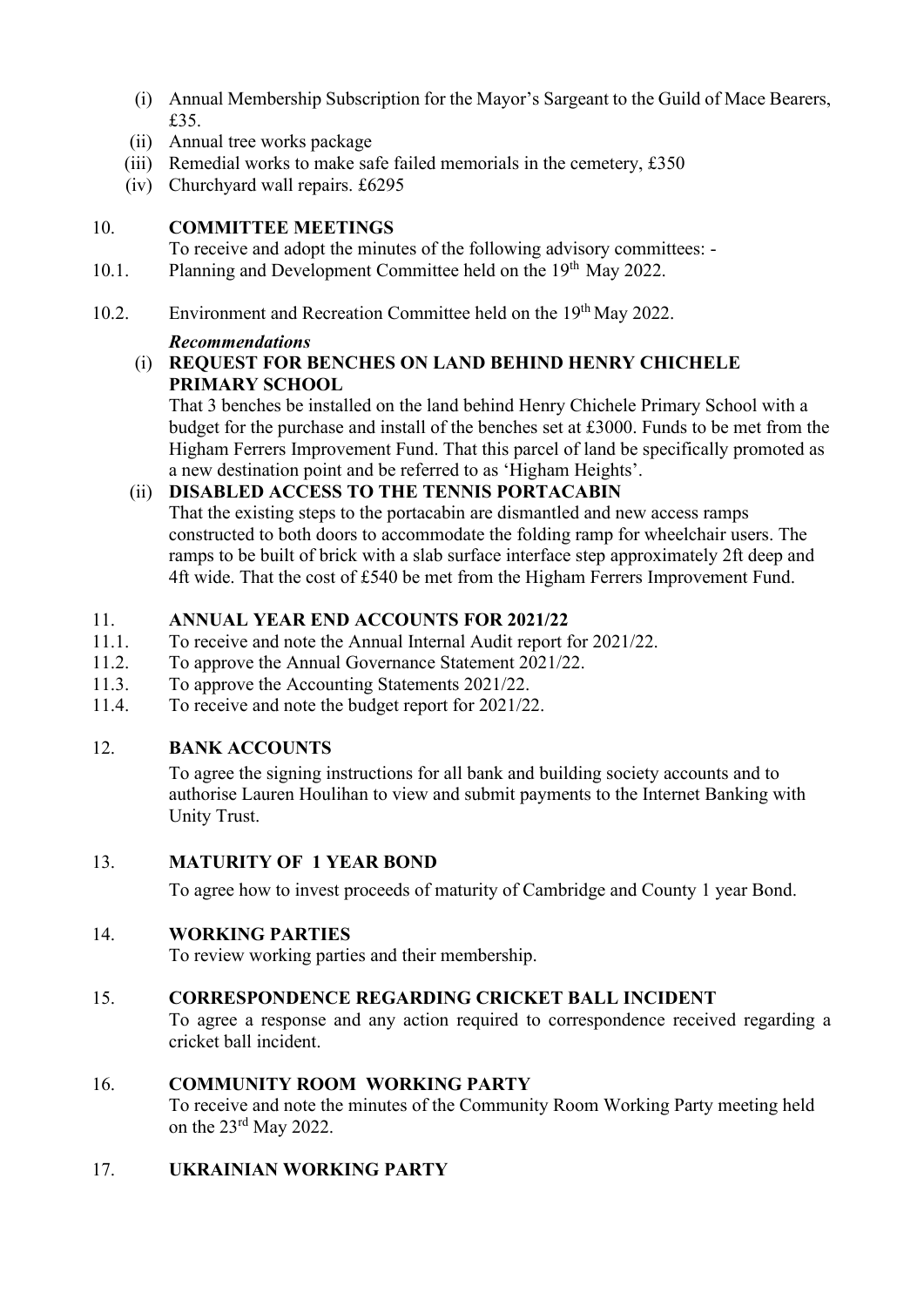(i) Annual Membership Subscription for the Mayor's Sargeant to the Guild of Mace Bearers, £35.
(ii) Annual tree works package
(iii) Remedial works to make safe failed memorials in the cemetery, £350
(iv) Churchyard wall repairs. £6295

## 10. COMMITTEE MEETINGS

To receive and adopt the minutes of the following advisory committees: -

10.1. Planning and Development Committee held on the 19th May 2022.

10.2. Environment and Recreation Committee held on the 19th May 2022.

***Recommendations***

(i) **REQUEST FOR BENCHES ON LAND BEHIND HENRY CHICHELE PRIMARY SCHOOL**

That 3 benches be installed on the land behind Henry Chichele Primary School with a budget for the purchase and install of the benches set at £3000. Funds to be met from the Higham Ferrers Improvement Fund. That this parcel of land be specifically promoted as a new destination point and be referred to as 'Higham Heights'.

(ii) **DISABLED ACCESS TO THE TENNIS PORTACABIN**

That the existing steps to the portacabin are dismantled and new access ramps constructed to both doors to accommodate the folding ramp for wheelchair users. The ramps to be built of brick with a slab surface interface step approximately 2ft deep and 4ft wide. That the cost of £540 be met from the Higham Ferrers Improvement Fund.

## 11. ANNUAL YEAR END ACCOUNTS FOR 2021/22

11.1. To receive and note the Annual Internal Audit report for 2021/22.
11.2. To approve the Annual Governance Statement 2021/22.
11.3. To approve the Accounting Statements 2021/22.
11.4. To receive and note the budget report for 2021/22.

## 12. BANK ACCOUNTS

To agree the signing instructions for all bank and building society accounts and to authorise Lauren Houlihan to view and submit payments to the Internet Banking with Unity Trust.

## 13. MATURITY OF 1 YEAR BOND

To agree how to invest proceeds of maturity of Cambridge and County 1 year Bond.

## 14. WORKING PARTIES

To review working parties and their membership.

## 15. CORRESPONDENCE REGARDING CRICKET BALL INCIDENT

To agree a response and any action required to correspondence received regarding a cricket ball incident.

## 16. COMMUNITY ROOM WORKING PARTY

To receive and note the minutes of the Community Room Working Party meeting held on the 23rd May 2022.

## 17. UKRAINIAN WORKING PARTY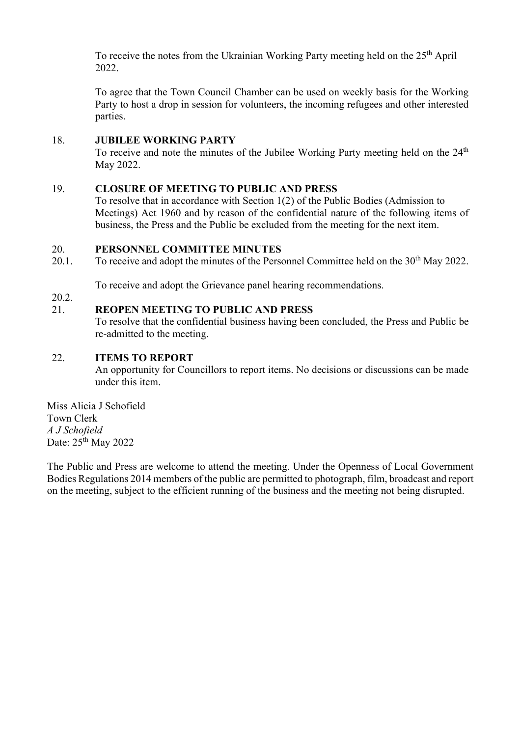To receive the notes from the Ukrainian Working Party meeting held on the 25th April 2022.

To agree that the Town Council Chamber can be used on weekly basis for the Working Party to host a drop in session for volunteers, the incoming refugees and other interested parties.

18. **JUBILEE WORKING PARTY**

To receive and note the minutes of the Jubilee Working Party meeting held on the 24th May 2022.

19. **CLOSURE OF MEETING TO PUBLIC AND PRESS**

To resolve that in accordance with Section 1(2) of the Public Bodies (Admission to Meetings) Act 1960 and by reason of the confidential nature of the following items of business, the Press and the Public be excluded from the meeting for the next item.

20. **PERSONNEL COMMITTEE MINUTES**

20.1. To receive and adopt the minutes of the Personnel Committee held on the 30th May 2022.

20.2. To receive and adopt the Grievance panel hearing recommendations.

21. **REOPEN MEETING TO PUBLIC AND PRESS**

To resolve that the confidential business having been concluded, the Press and Public be re-admitted to the meeting.

22. **ITEMS TO REPORT**

An opportunity for Councillors to report items. No decisions or discussions can be made under this item.

Miss Alicia J Schofield
Town Clerk
*A J Schofield*
Date: 25th May 2022

The Public and Press are welcome to attend the meeting. Under the Openness of Local Government Bodies Regulations 2014 members of the public are permitted to photograph, film, broadcast and report on the meeting, subject to the efficient running of the business and the meeting not being disrupted.